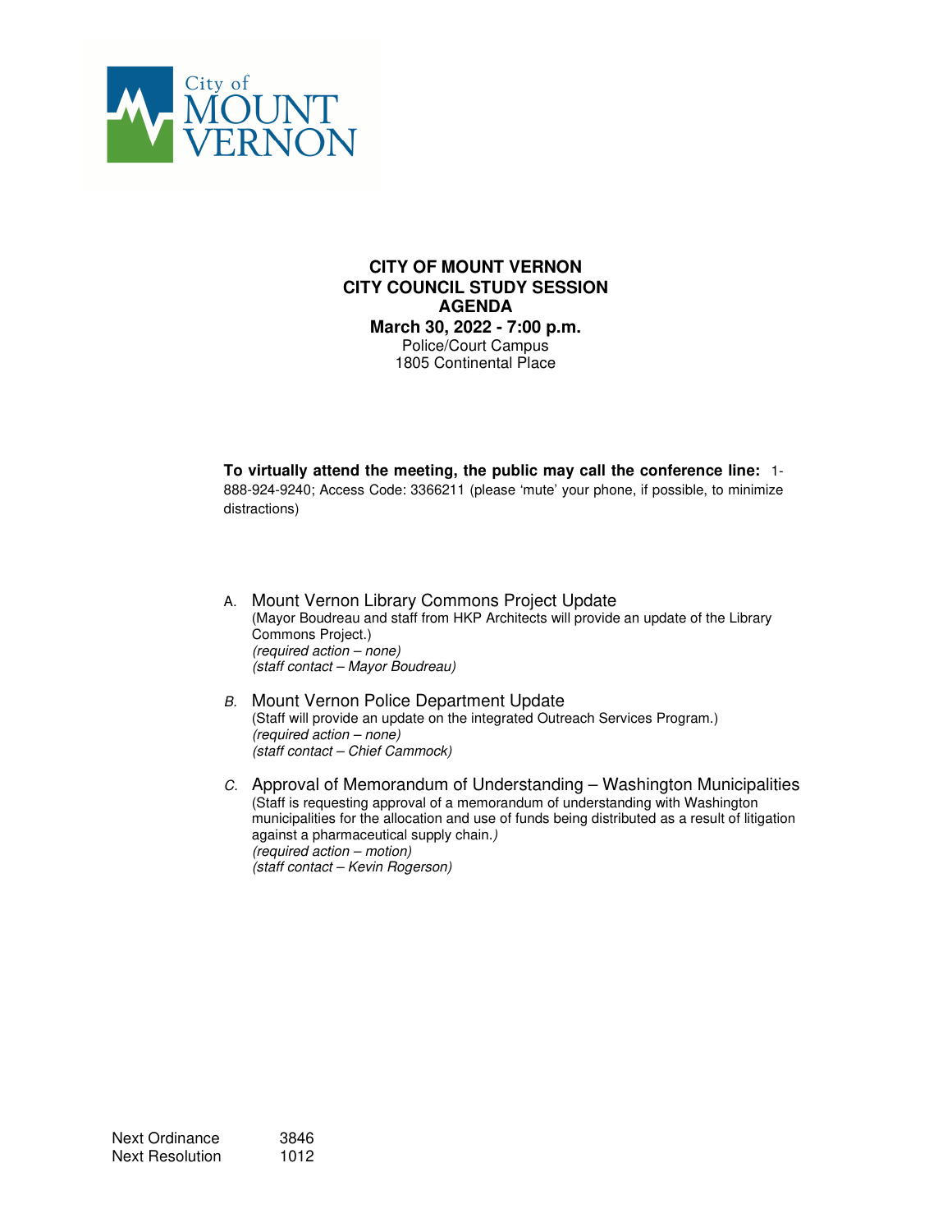City of MOUNT VERNON

**CITY OF MOUNT VERNON**
**CITY COUNCIL STUDY SESSION**
**AGENDA**
**March 30, 2022 - 7:00 p.m.**
Police/Court Campus
1805 Continental Place

**To virtually attend the meeting, the public may call the conference line:** 1-888-924-9240; Access Code: 3366211 (please 'mute' your phone, if possible, to minimize distractions)

A. Mount Vernon Library Commons Project Update
(Mayor Boudreau and staff from HKP Architects will provide an update of the Library Commons Project.)
*(required action – none)*
*(staff contact – Mayor Boudreau)*

B. Mount Vernon Police Department Update
(Staff will provide an update on the integrated Outreach Services Program.)
*(required action – none)*
*(staff contact – Chief Cammock)*

C. Approval of Memorandum of Understanding – Washington Municipalities
(Staff is requesting approval of a memorandum of understanding with Washington municipalities for the allocation and use of funds being distributed as a result of litigation against a pharmaceutical supply chain.)
*(required action – motion)*
*(staff contact – Kevin Rogerson)*

Next Ordinance 3846
Next Resolution 1012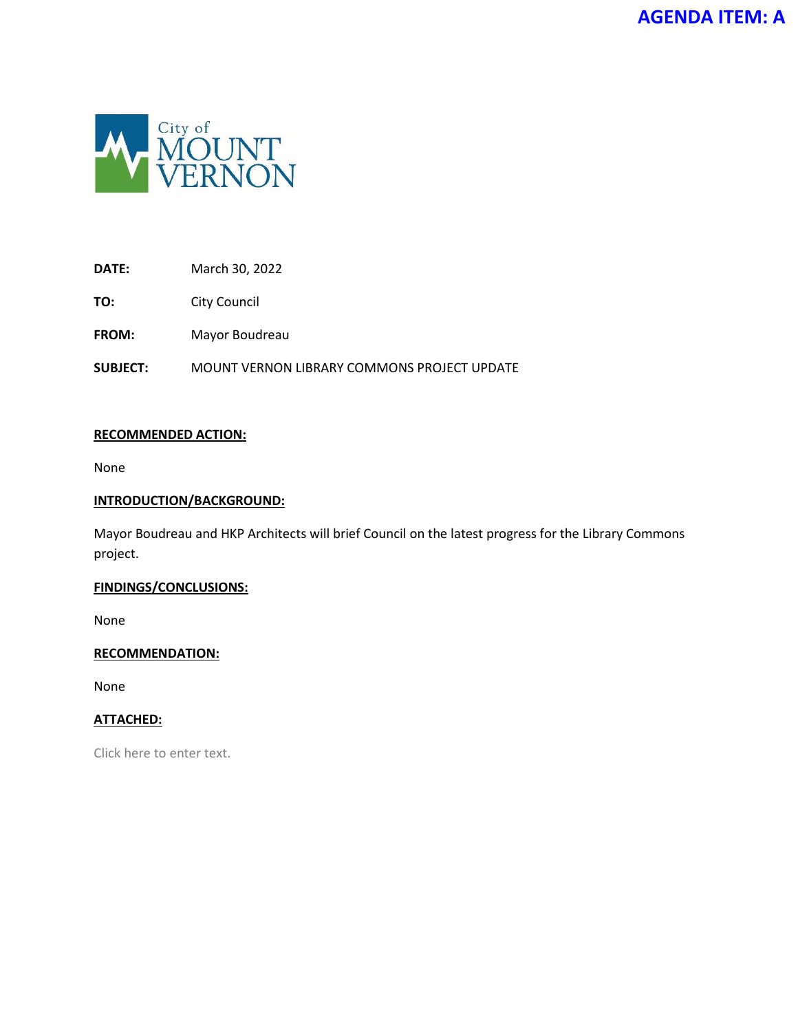**AGENDA ITEM: A**

City of MOUNT VERNON

**DATE:** March 30, 2022

**TO:** City Council

**FROM:** Mayor Boudreau

**SUBJECT:** MOUNT VERNON LIBRARY COMMONS PROJECT UPDATE

**RECOMMENDED ACTION:**

None

**INTRODUCTION/BACKGROUND:**

Mayor Boudreau and HKP Architects will brief Council on the latest progress for the Library Commons project.

**FINDINGS/CONCLUSIONS:**

None

**RECOMMENDATION:**

None

**ATTACHED:**

Click here to enter text.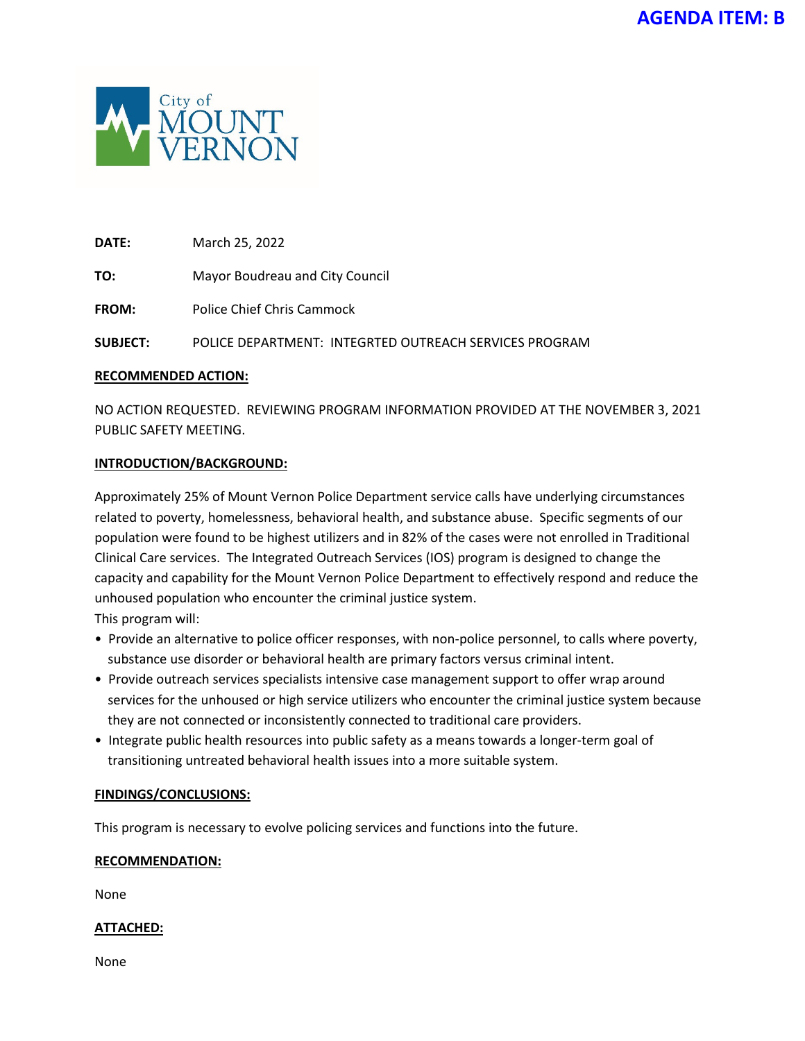**AGENDA ITEM: B**

City of MOUNT VERNON

**DATE:** March 25, 2022

**TO:** Mayor Boudreau and City Council

**FROM:** Police Chief Chris Cammock

**SUBJECT:** POLICE DEPARTMENT: INTEGRTED OUTREACH SERVICES PROGRAM

**RECOMMENDED ACTION:**

NO ACTION REQUESTED. REVIEWING PROGRAM INFORMATION PROVIDED AT THE NOVEMBER 3, 2021 PUBLIC SAFETY MEETING.

**INTRODUCTION/BACKGROUND:**

Approximately 25% of Mount Vernon Police Department service calls have underlying circumstances related to poverty, homelessness, behavioral health, and substance abuse. Specific segments of our population were found to be highest utilizers and in 82% of the cases were not enrolled in Traditional Clinical Care services. The Integrated Outreach Services (IOS) program is designed to change the capacity and capability for the Mount Vernon Police Department to effectively respond and reduce the unhoused population who encounter the criminal justice system.

This program will:

- Provide an alternative to police officer responses, with non-police personnel, to calls where poverty, substance use disorder or behavioral health are primary factors versus criminal intent.
- Provide outreach services specialists intensive case management support to offer wrap around services for the unhoused or high service utilizers who encounter the criminal justice system because they are not connected or inconsistently connected to traditional care providers.
- Integrate public health resources into public safety as a means towards a longer-term goal of transitioning untreated behavioral health issues into a more suitable system.

**FINDINGS/CONCLUSIONS:**

This program is necessary to evolve policing services and functions into the future.

**RECOMMENDATION:**

None

**ATTACHED:**

None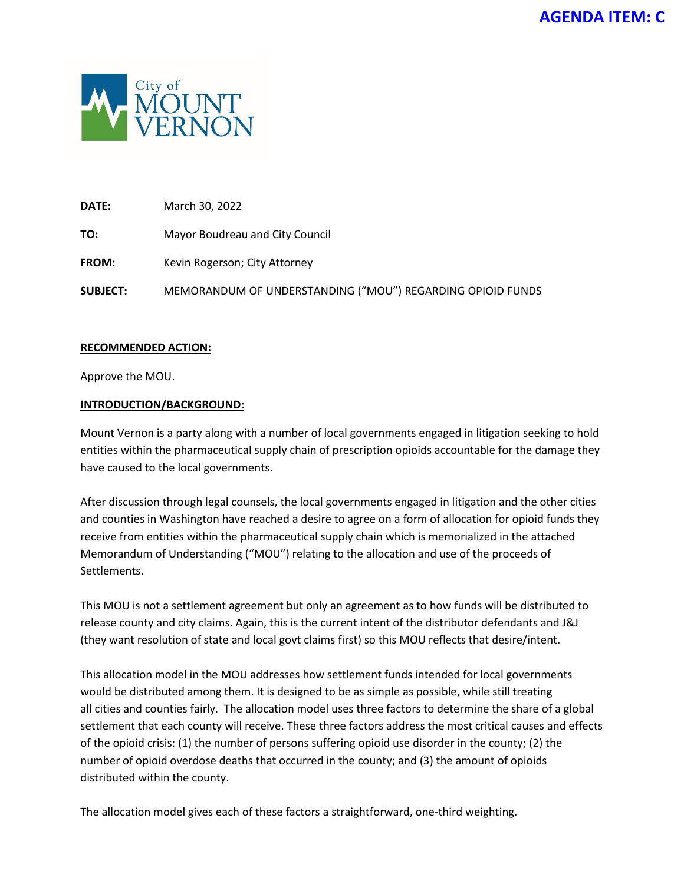**AGENDA ITEM: C**

City of MOUNT VERNON

**DATE:** March 30, 2022

**TO:** Mayor Boudreau and City Council

**FROM:** Kevin Rogerson; City Attorney

**SUBJECT:** MEMORANDUM OF UNDERSTANDING ("MOU") REGARDING OPIOID FUNDS

**RECOMMENDED ACTION:**

Approve the MOU.

**INTRODUCTION/BACKGROUND:**

Mount Vernon is a party along with a number of local governments engaged in litigation seeking to hold entities within the pharmaceutical supply chain of prescription opioids accountable for the damage they have caused to the local governments.

After discussion through legal counsels, the local governments engaged in litigation and the other cities and counties in Washington have reached a desire to agree on a form of allocation for opioid funds they receive from entities within the pharmaceutical supply chain which is memorialized in the attached Memorandum of Understanding ("MOU") relating to the allocation and use of the proceeds of Settlements.

This MOU is not a settlement agreement but only an agreement as to how funds will be distributed to release county and city claims. Again, this is the current intent of the distributor defendants and J&J (they want resolution of state and local govt claims first) so this MOU reflects that desire/intent.

This allocation model in the MOU addresses how settlement funds intended for local governments would be distributed among them. It is designed to be as simple as possible, while still treating all cities and counties fairly. The allocation model uses three factors to determine the share of a global settlement that each county will receive. These three factors address the most critical causes and effects of the opioid crisis: (1) the number of persons suffering opioid use disorder in the county; (2) the number of opioid overdose deaths that occurred in the county; and (3) the amount of opioids distributed within the county.

The allocation model gives each of these factors a straightforward, one-third weighting.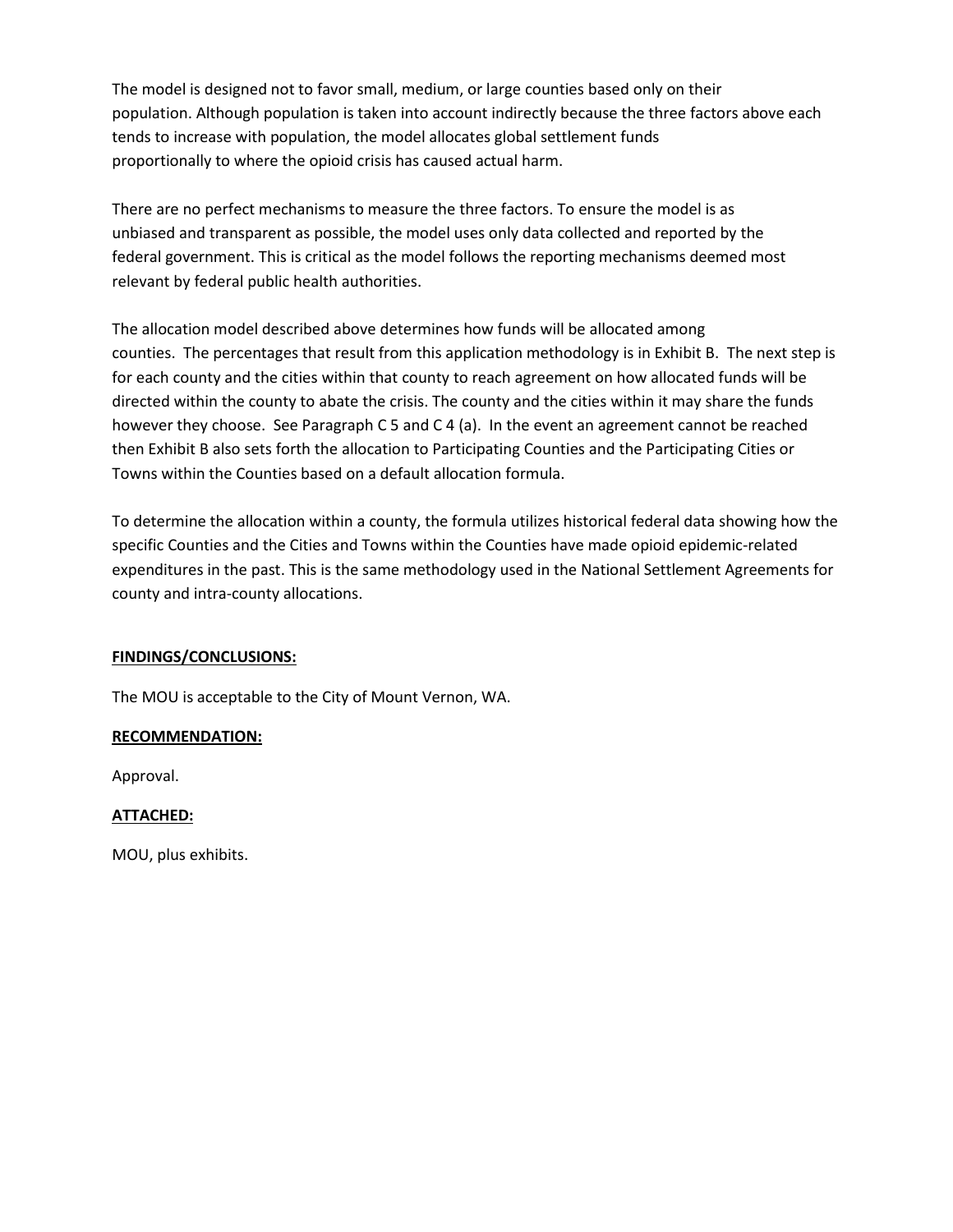The model is designed not to favor small, medium, or large counties based only on their population. Although population is taken into account indirectly because the three factors above each tends to increase with population, the model allocates global settlement funds proportionally to where the opioid crisis has caused actual harm.

There are no perfect mechanisms to measure the three factors. To ensure the model is as unbiased and transparent as possible, the model uses only data collected and reported by the federal government. This is critical as the model follows the reporting mechanisms deemed most relevant by federal public health authorities.

The allocation model described above determines how funds will be allocated among counties. The percentages that result from this application methodology is in Exhibit B. The next step is for each county and the cities within that county to reach agreement on how allocated funds will be directed within the county to abate the crisis. The county and the cities within it may share the funds however they choose. See Paragraph C 5 and C 4 (a). In the event an agreement cannot be reached then Exhibit B also sets forth the allocation to Participating Counties and the Participating Cities or Towns within the Counties based on a default allocation formula.

To determine the allocation within a county, the formula utilizes historical federal data showing how the specific Counties and the Cities and Towns within the Counties have made opioid epidemic-related expenditures in the past. This is the same methodology used in the National Settlement Agreements for county and intra-county allocations.

**FINDINGS/CONCLUSIONS:**

The MOU is acceptable to the City of Mount Vernon, WA.

**RECOMMENDATION:**

Approval.

**ATTACHED:**

MOU, plus exhibits.